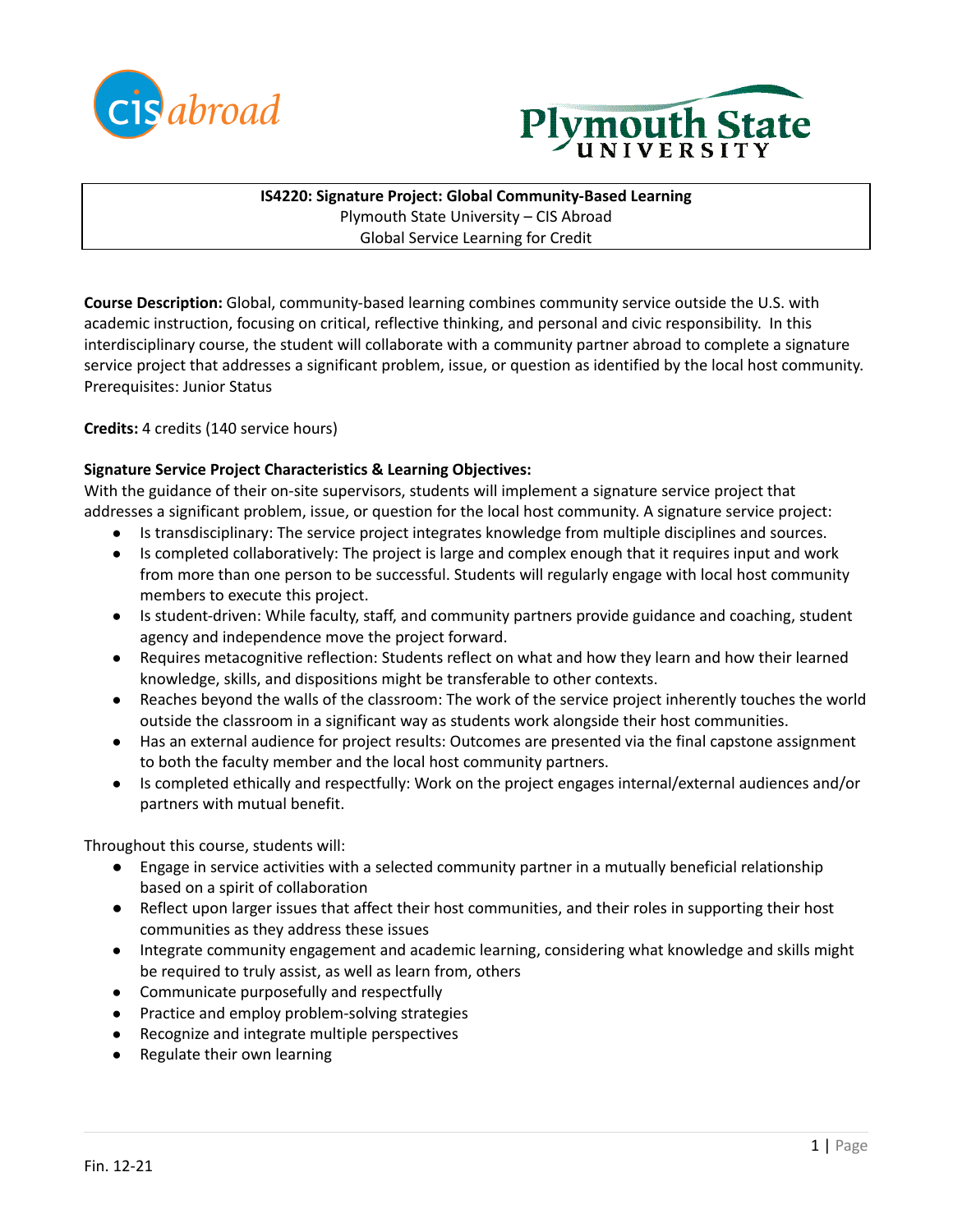**IS4220: Signature Project: Global Community-Based Learning**
Plymouth State University – CIS Abroad
Global Service Learning for Credit

**Course Description:** Global, community-based learning combines community service outside the U.S. with academic instruction, focusing on critical, reflective thinking, and personal and civic responsibility. In this interdisciplinary course, the student will collaborate with a community partner abroad to complete a signature service project that addresses a significant problem, issue, or question as identified by the local host community. Prerequisites: Junior Status

**Credits:** 4 credits (140 service hours)

**Signature Service Project Characteristics & Learning Objectives:**
With the guidance of their on-site supervisors, students will implement a signature service project that addresses a significant problem, issue, or question for the local host community. A signature service project:

- Is transdisciplinary: The service project integrates knowledge from multiple disciplines and sources.
- Is completed collaboratively: The project is large and complex enough that it requires input and work from more than one person to be successful. Students will regularly engage with local host community members to execute this project.
- Is student-driven: While faculty, staff, and community partners provide guidance and coaching, student agency and independence move the project forward.
- Requires metacognitive reflection: Students reflect on what and how they learn and how their learned knowledge, skills, and dispositions might be transferable to other contexts.
- Reaches beyond the walls of the classroom: The work of the service project inherently touches the world outside the classroom in a significant way as students work alongside their host communities.
- Has an external audience for project results: Outcomes are presented via the final capstone assignment to both the faculty member and the local host community partners.
- Is completed ethically and respectfully: Work on the project engages internal/external audiences and/or partners with mutual benefit.

Throughout this course, students will:

- Engage in service activities with a selected community partner in a mutually beneficial relationship based on a spirit of collaboration
- Reflect upon larger issues that affect their host communities, and their roles in supporting their host communities as they address these issues
- Integrate community engagement and academic learning, considering what knowledge and skills might be required to truly assist, as well as learn from, others
- Communicate purposefully and respectfully
- Practice and employ problem-solving strategies
- Recognize and integrate multiple perspectives
- Regulate their own learning

Fin. 12-21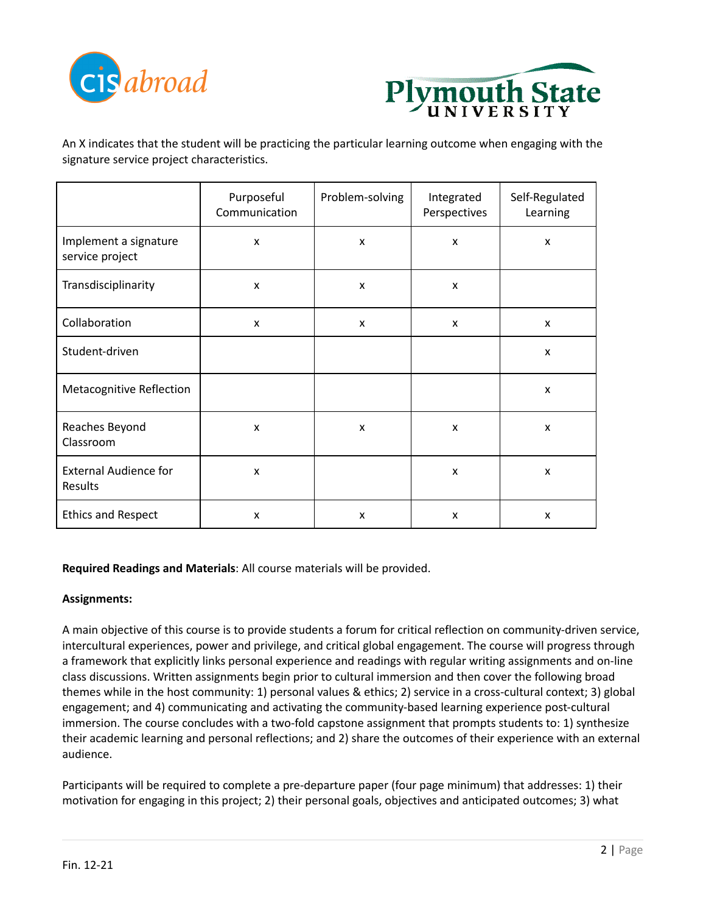An X indicates that the student will be practicing the particular learning outcome when engaging with the signature service project characteristics.

| | Purposeful Communication | Problem-solving | Integrated Perspectives | Self-Regulated Learning |
|---|---|---|---|---|
| Implement a signature service project | x | x | x | x |
| Transdisciplinarity | x | x | x | |
| Collaboration | x | x | x | x |
| Student-driven | | | | x |
| Metacognitive Reflection | | | | x |
| Reaches Beyond Classroom | x | x | x | x |
| External Audience for Results | x | | x | x |
| Ethics and Respect | x | x | x | x |

**Required Readings and Materials**: All course materials will be provided.

**Assignments:**

A main objective of this course is to provide students a forum for critical reflection on community-driven service, intercultural experiences, power and privilege, and critical global engagement. The course will progress through a framework that explicitly links personal experience and readings with regular writing assignments and on-line class discussions. Written assignments begin prior to cultural immersion and then cover the following broad themes while in the host community: 1) personal values & ethics; 2) service in a cross-cultural context; 3) global engagement; and 4) communicating and activating the community-based learning experience post-cultural immersion. The course concludes with a two-fold capstone assignment that prompts students to: 1) synthesize their academic learning and personal reflections; and 2) share the outcomes of their experience with an external audience.

Participants will be required to complete a pre-departure paper (four page minimum) that addresses: 1) their motivation for engaging in this project; 2) their personal goals, objectives and anticipated outcomes; 3) what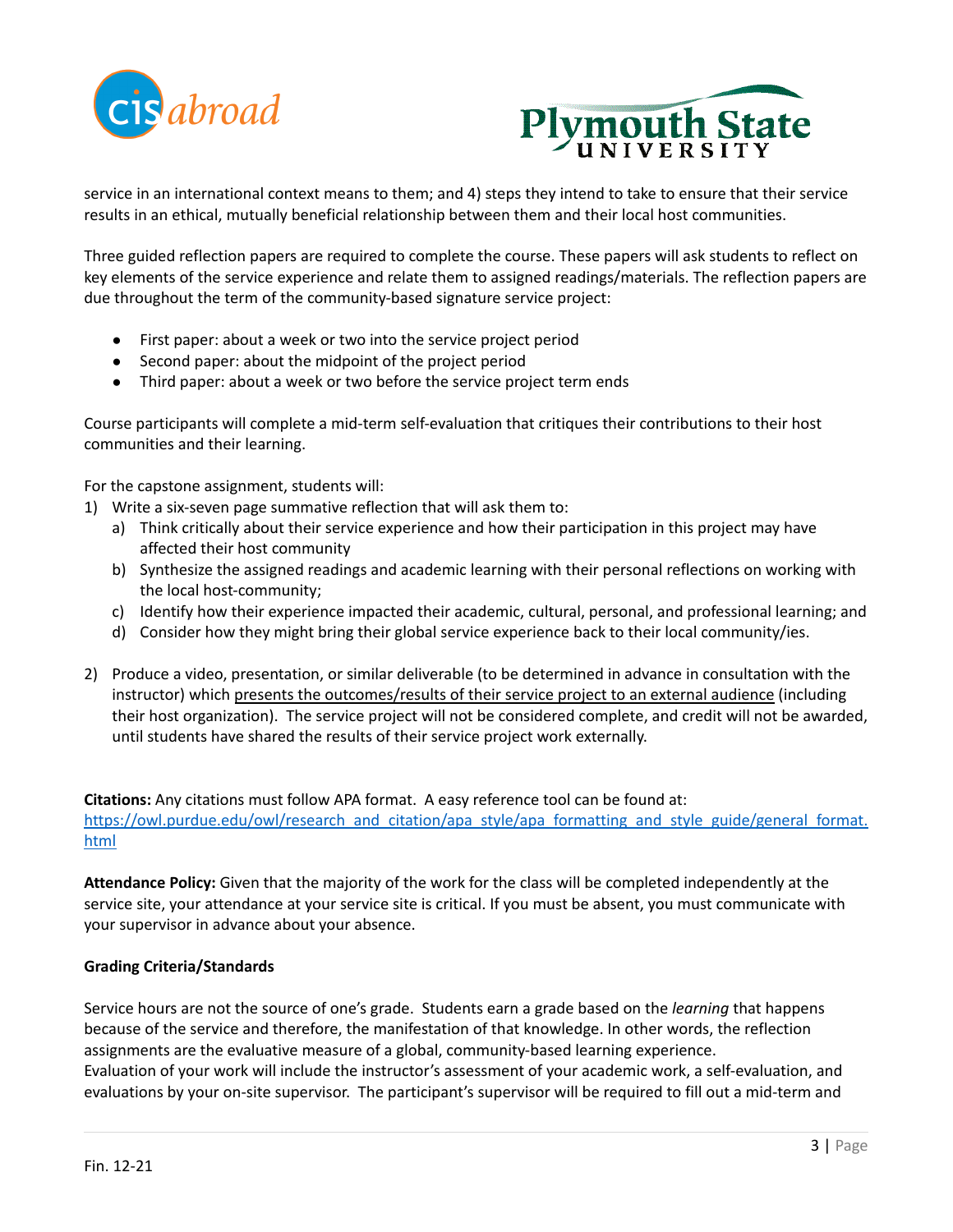service in an international context means to them; and 4) steps they intend to take to ensure that their service results in an ethical, mutually beneficial relationship between them and their local host communities.

Three guided reflection papers are required to complete the course. These papers will ask students to reflect on key elements of the service experience and relate them to assigned readings/materials. The reflection papers are due throughout the term of the community-based signature service project:

- First paper: about a week or two into the service project period
- Second paper: about the midpoint of the project period
- Third paper: about a week or two before the service project term ends

Course participants will complete a mid-term self-evaluation that critiques their contributions to their host communities and their learning.

For the capstone assignment, students will:

1) Write a six-seven page summative reflection that will ask them to:
   a) Think critically about their service experience and how their participation in this project may have affected their host community
   b) Synthesize the assigned readings and academic learning with their personal reflections on working with the local host-community;
   c) Identify how their experience impacted their academic, cultural, personal, and professional learning; and
   d) Consider how they might bring their global service experience back to their local community/ies.

2) Produce a video, presentation, or similar deliverable (to be determined in advance in consultation with the instructor) which presents the outcomes/results of their service project to an external audience (including their host organization). The service project will not be considered complete, and credit will not be awarded, until students have shared the results of their service project work externally.

**Citations:** Any citations must follow APA format. A easy reference tool can be found at: https://owl.purdue.edu/owl/research_and_citation/apa_style/apa_formatting_and_style_guide/general_format.html

**Attendance Policy:** Given that the majority of the work for the class will be completed independently at the service site, your attendance at your service site is critical. If you must be absent, you must communicate with your supervisor in advance about your absence.

**Grading Criteria/Standards**

Service hours are not the source of one's grade. Students earn a grade based on the *learning* that happens because of the service and therefore, the manifestation of that knowledge. In other words, the reflection assignments are the evaluative measure of a global, community-based learning experience.
Evaluation of your work will include the instructor's assessment of your academic work, a self-evaluation, and evaluations by your on-site supervisor. The participant's supervisor will be required to fill out a mid-term and

Fin. 12-21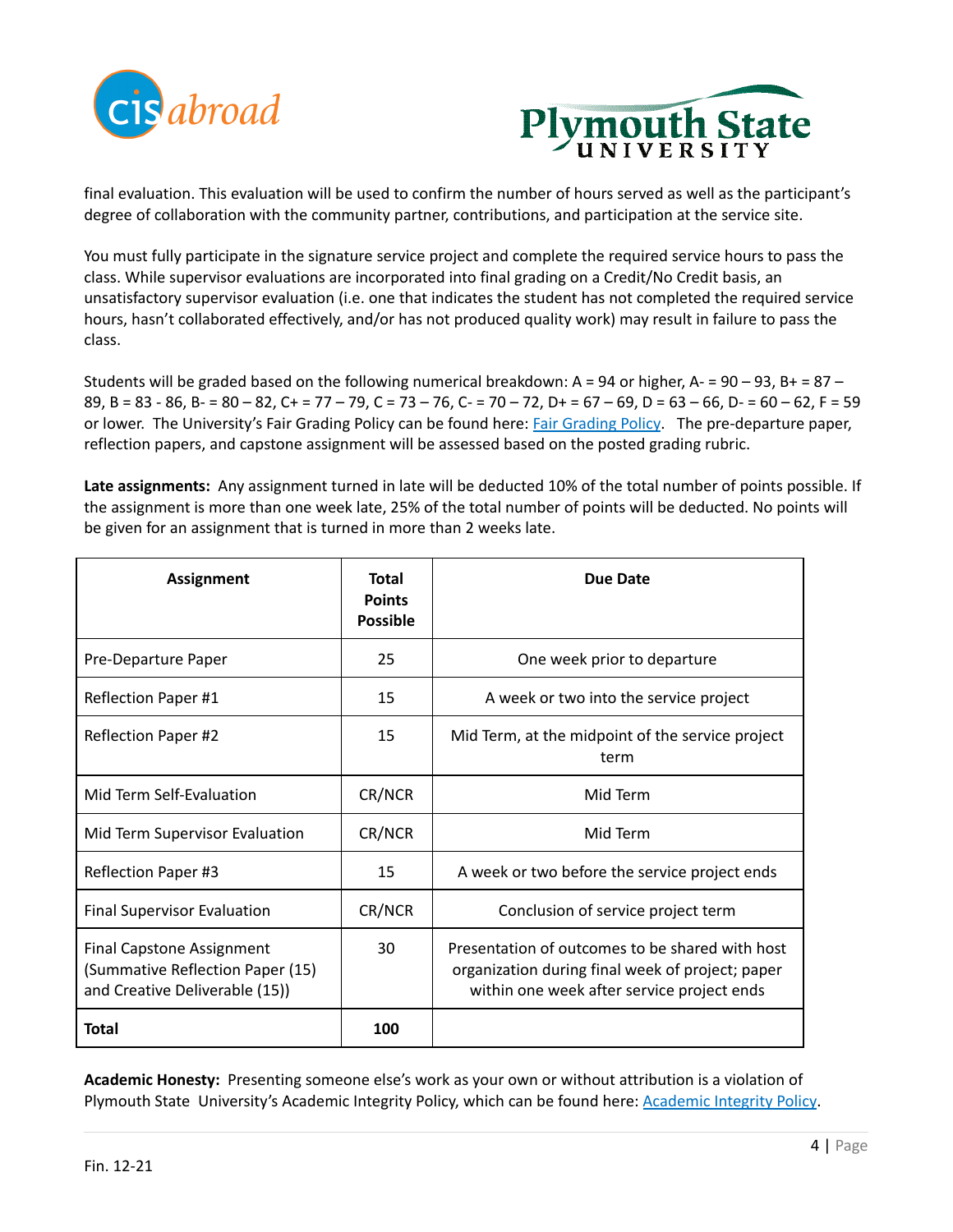final evaluation. This evaluation will be used to confirm the number of hours served as well as the participant's degree of collaboration with the community partner, contributions, and participation at the service site.

You must fully participate in the signature service project and complete the required service hours to pass the class. While supervisor evaluations are incorporated into final grading on a Credit/No Credit basis, an unsatisfactory supervisor evaluation (i.e. one that indicates the student has not completed the required service hours, hasn't collaborated effectively, and/or has not produced quality work) may result in failure to pass the class.

Students will be graded based on the following numerical breakdown: A = 94 or higher, A- = 90 – 93, B+ = 87 – 89, B = 83 - 86, B- = 80 – 82, C+ = 77 – 79, C = 73 – 76, C- = 70 – 72, D+ = 67 – 69, D = 63 – 66, D- = 60 – 62, F = 59 or lower. The University's Fair Grading Policy can be found here: Fair Grading Policy. The pre-departure paper, reflection papers, and capstone assignment will be assessed based on the posted grading rubric.

**Late assignments:** Any assignment turned in late will be deducted 10% of the total number of points possible. If the assignment is more than one week late, 25% of the total number of points will be deducted. No points will be given for an assignment that is turned in more than 2 weeks late.

| Assignment | Total Points Possible | Due Date |
|---|---|---|
| Pre-Departure Paper | 25 | One week prior to departure |
| Reflection Paper #1 | 15 | A week or two into the service project |
| Reflection Paper #2 | 15 | Mid Term, at the midpoint of the service project term |
| Mid Term Self-Evaluation | CR/NCR | Mid Term |
| Mid Term Supervisor Evaluation | CR/NCR | Mid Term |
| Reflection Paper #3 | 15 | A week or two before the service project ends |
| Final Supervisor Evaluation | CR/NCR | Conclusion of service project term |
| Final Capstone Assignment (Summative Reflection Paper (15) and Creative Deliverable (15)) | 30 | Presentation of outcomes to be shared with host organization during final week of project; paper within one week after service project ends |
| **Total** | **100** | |

**Academic Honesty:** Presenting someone else's work as your own or without attribution is a violation of Plymouth State University's Academic Integrity Policy, which can be found here: Academic Integrity Policy.

Fin. 12-21